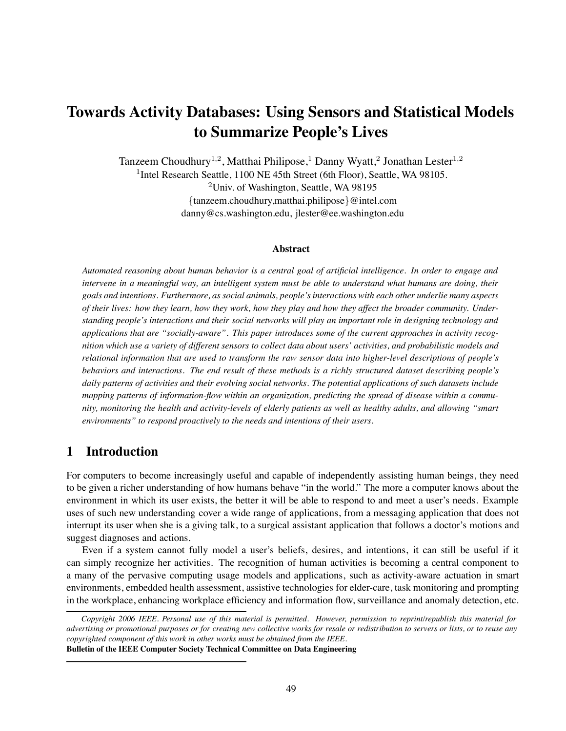# Towards Activity Databases: Using Sensors and Statistical Models to Summarize People's Lives

Tanzeem Choudhury[1,2], Matthai Philipose,[1] Danny Wyatt,[2] Jonathan Lester[1,2]

[1]Intel Research Seattle, 1100 NE 45th Street (6th Floor), Seattle, WA 98105.

[2]Univ. of Washington, Seattle, WA 98195

{tanzeem.choudhury,matthai.philipose}@intel.com

danny@cs.washington.edu, jlester@ee.washington.edu

### Abstract

*Automated reasoning about human behavior is a central goal of artificial intelligence. In order to engage and intervene in a meaningful way, an intelligent system must be able to understand what humans are doing, their goals and intentions. Furthermore, as social animals, people's interactions with each other underlie many aspects of their lives: how they learn, how they work, how they play and how they affect the broader community. Understanding people's interactions and their social networks will play an important role in designing technology and applications that are "socially-aware". This paper introduces some of the current approaches in activity recognition which use a variety of different sensors to collect data about users' activities, and probabilistic models and relational information that are used to transform the raw sensor data into higher-level descriptions of people's behaviors and interactions. The end result of these methods is a richly structured dataset describing people's daily patterns of activities and their evolving social networks. The potential applications of such datasets include mapping patterns of information-flow within an organization, predicting the spread of disease within a community, monitoring the health and activity-levels of elderly patients as well as healthy adults, and allowing "smart environments" to respond proactively to the needs and intentions of their users.*

## 1 Introduction

For computers to become increasingly useful and capable of independently assisting human beings, they need to be given a richer understanding of how humans behave "in the world." The more a computer knows about the environment in which its user exists, the better it will be able to respond to and meet a user's needs. Example uses of such new understanding cover a wide range of applications, from a messaging application that does not interrupt its user when she is a giving talk, to a surgical assistant application that follows a doctor's motions and suggest diagnoses and actions.

Even if a system cannot fully model a user's beliefs, desires, and intentions, it can still be useful if it can simply recognize her activities. The recognition of human activities is becoming a central component to a many of the pervasive computing usage models and applications, such as activity-aware actuation in smart environments, embedded health assessment, assistive technologies for elder-care, task monitoring and prompting in the workplace, enhancing workplace efficiency and information flow, surveillance and anomaly detection, etc.

---

*Copyright 2006 IEEE. Personal use of this material is permitted. However, permission to reprint/republish this material for advertising or promotional purposes or for creating new collective works for resale or redistribution to servers or lists, or to reuse any copyrighted component of this work in other works must be obtained from the IEEE.*

**Bulletin of the IEEE Computer Society Technical Committee on Data Engineering**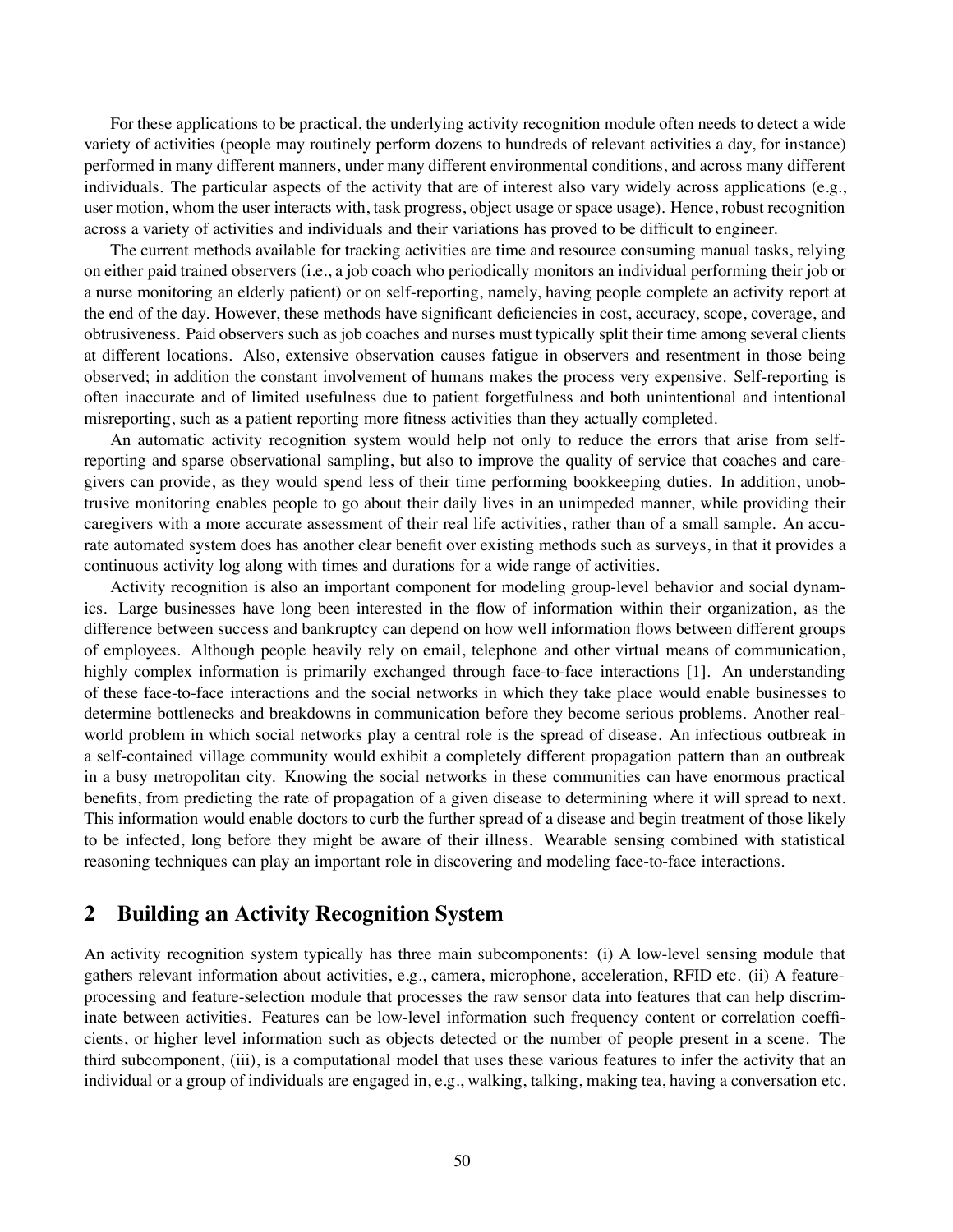For these applications to be practical, the underlying activity recognition module often needs to detect a wide variety of activities (people may routinely perform dozens to hundreds of relevant activities a day, for instance) performed in many different manners, under many different environmental conditions, and across many different individuals. The particular aspects of the activity that are of interest also vary widely across applications (e.g., user motion, whom the user interacts with, task progress, object usage or space usage). Hence, robust recognition across a variety of activities and individuals and their variations has proved to be difficult to engineer.

The current methods available for tracking activities are time and resource consuming manual tasks, relying on either paid trained observers (i.e., a job coach who periodically monitors an individual performing their job or a nurse monitoring an elderly patient) or on self-reporting, namely, having people complete an activity report at the end of the day. However, these methods have significant deficiencies in cost, accuracy, scope, coverage, and obtrusiveness. Paid observers such as job coaches and nurses must typically split their time among several clients at different locations. Also, extensive observation causes fatigue in observers and resentment in those being observed; in addition the constant involvement of humans makes the process very expensive. Self-reporting is often inaccurate and of limited usefulness due to patient forgetfulness and both unintentional and intentional misreporting, such as a patient reporting more fitness activities than they actually completed.

An automatic activity recognition system would help not only to reduce the errors that arise from self-reporting and sparse observational sampling, but also to improve the quality of service that coaches and caregivers can provide, as they would spend less of their time performing bookkeeping duties. In addition, unobtrusive monitoring enables people to go about their daily lives in an unimpeded manner, while providing their caregivers with a more accurate assessment of their real life activities, rather than of a small sample. An accurate automated system does has another clear benefit over existing methods such as surveys, in that it provides a continuous activity log along with times and durations for a wide range of activities.

Activity recognition is also an important component for modeling group-level behavior and social dynamics. Large businesses have long been interested in the flow of information within their organization, as the difference between success and bankruptcy can depend on how well information flows between different groups of employees. Although people heavily rely on email, telephone and other virtual means of communication, highly complex information is primarily exchanged through face-to-face interactions [1]. An understanding of these face-to-face interactions and the social networks in which they take place would enable businesses to determine bottlenecks and breakdowns in communication before they become serious problems. Another real-world problem in which social networks play a central role is the spread of disease. An infectious outbreak in a self-contained village community would exhibit a completely different propagation pattern than an outbreak in a busy metropolitan city. Knowing the social networks in these communities can have enormous practical benefits, from predicting the rate of propagation of a given disease to determining where it will spread to next. This information would enable doctors to curb the further spread of a disease and begin treatment of those likely to be infected, long before they might be aware of their illness. Wearable sensing combined with statistical reasoning techniques can play an important role in discovering and modeling face-to-face interactions.

## 2 Building an Activity Recognition System

An activity recognition system typically has three main subcomponents: (i) A low-level sensing module that gathers relevant information about activities, e.g., camera, microphone, acceleration, RFID etc. (ii) A feature-processing and feature-selection module that processes the raw sensor data into features that can help discriminate between activities. Features can be low-level information such frequency content or correlation coefficients, or higher level information such as objects detected or the number of people present in a scene. The third subcomponent, (iii), is a computational model that uses these various features to infer the activity that an individual or a group of individuals are engaged in, e.g., walking, talking, making tea, having a conversation etc.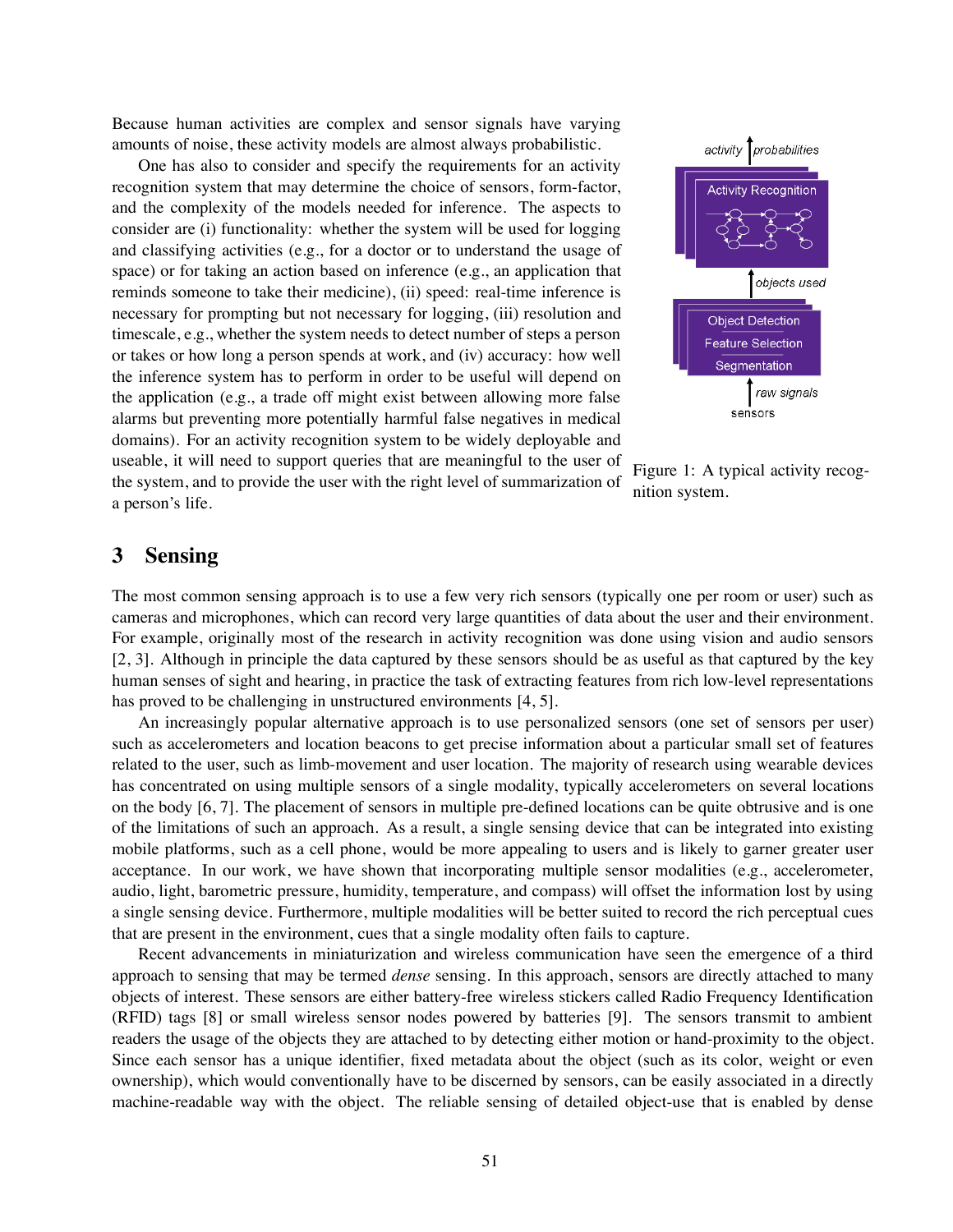Because human activities are complex and sensor signals have varying amounts of noise, these activity models are almost always probabilistic.

One has also to consider and specify the requirements for an activity recognition system that may determine the choice of sensors, form-factor, and the complexity of the models needed for inference. The aspects to consider are (i) functionality: whether the system will be used for logging and classifying activities (e.g., for a doctor or to understand the usage of space) or for taking an action based on inference (e.g., an application that reminds someone to take their medicine), (ii) speed: real-time inference is necessary for prompting but not necessary for logging, (iii) resolution and timescale, e.g., whether the system needs to detect number of steps a person or takes or how long a person spends at work, and (iv) accuracy: how well the inference system has to perform in order to be useful will depend on the application (e.g., a trade off might exist between allowing more false alarms but preventing more potentially harmful false negatives in medical domains). For an activity recognition system to be widely deployable and useable, it will need to support queries that are meaningful to the user of the system, and to provide the user with the right level of summarization of a person's life.

Figure 1: A typical activity recognition system.

## 3 Sensing

The most common sensing approach is to use a few very rich sensors (typically one per room or user) such as cameras and microphones, which can record very large quantities of data about the user and their environment. For example, originally most of the research in activity recognition was done using vision and audio sensors [2, 3]. Although in principle the data captured by these sensors should be as useful as that captured by the key human senses of sight and hearing, in practice the task of extracting features from rich low-level representations has proved to be challenging in unstructured environments [4, 5].

An increasingly popular alternative approach is to use personalized sensors (one set of sensors per user) such as accelerometers and location beacons to get precise information about a particular small set of features related to the user, such as limb-movement and user location. The majority of research using wearable devices has concentrated on using multiple sensors of a single modality, typically accelerometers on several locations on the body [6, 7]. The placement of sensors in multiple pre-defined locations can be quite obtrusive and is one of the limitations of such an approach. As a result, a single sensing device that can be integrated into existing mobile platforms, such as a cell phone, would be more appealing to users and is likely to garner greater user acceptance. In our work, we have shown that incorporating multiple sensor modalities (e.g., accelerometer, audio, light, barometric pressure, humidity, temperature, and compass) will offset the information lost by using a single sensing device. Furthermore, multiple modalities will be better suited to record the rich perceptual cues that are present in the environment, cues that a single modality often fails to capture.

Recent advancements in miniaturization and wireless communication have seen the emergence of a third approach to sensing that may be termed *dense* sensing. In this approach, sensors are directly attached to many objects of interest. These sensors are either battery-free wireless stickers called Radio Frequency Identification (RFID) tags [8] or small wireless sensor nodes powered by batteries [9]. The sensors transmit to ambient readers the usage of the objects they are attached to by detecting either motion or hand-proximity to the object. Since each sensor has a unique identifier, fixed metadata about the object (such as its color, weight or even ownership), which would conventionally have to be discerned by sensors, can be easily associated in a directly machine-readable way with the object. The reliable sensing of detailed object-use that is enabled by dense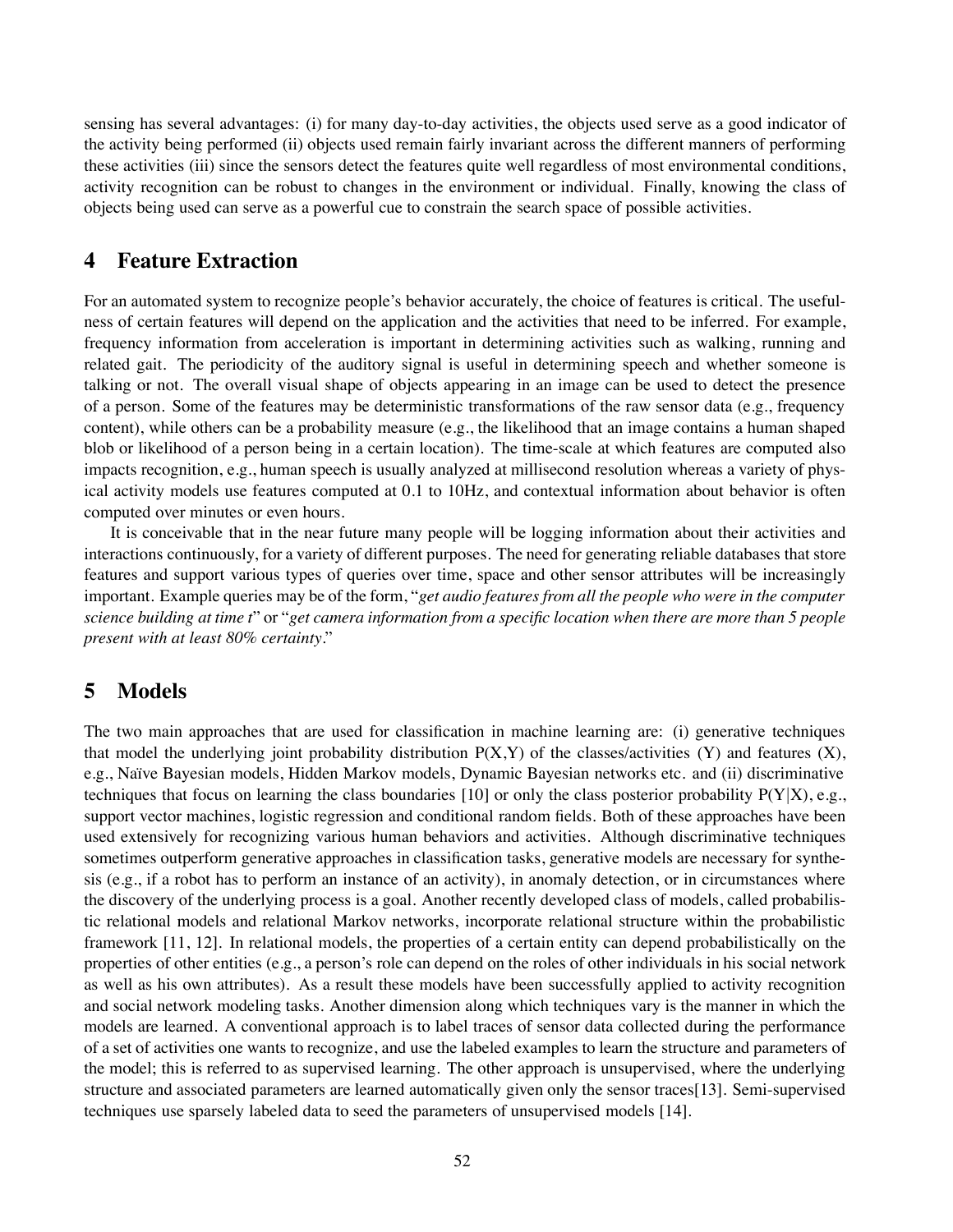sensing has several advantages: (i) for many day-to-day activities, the objects used serve as a good indicator of the activity being performed (ii) objects used remain fairly invariant across the different manners of performing these activities (iii) since the sensors detect the features quite well regardless of most environmental conditions, activity recognition can be robust to changes in the environment or individual. Finally, knowing the class of objects being used can serve as a powerful cue to constrain the search space of possible activities.

## 4 Feature Extraction

For an automated system to recognize people's behavior accurately, the choice of features is critical. The usefulness of certain features will depend on the application and the activities that need to be inferred. For example, frequency information from acceleration is important in determining activities such as walking, running and related gait. The periodicity of the auditory signal is useful in determining speech and whether someone is talking or not. The overall visual shape of objects appearing in an image can be used to detect the presence of a person. Some of the features may be deterministic transformations of the raw sensor data (e.g., frequency content), while others can be a probability measure (e.g., the likelihood that an image contains a human shaped blob or likelihood of a person being in a certain location). The time-scale at which features are computed also impacts recognition, e.g., human speech is usually analyzed at millisecond resolution whereas a variety of physical activity models use features computed at 0.1 to 10Hz, and contextual information about behavior is often computed over minutes or even hours.

It is conceivable that in the near future many people will be logging information about their activities and interactions continuously, for a variety of different purposes. The need for generating reliable databases that store features and support various types of queries over time, space and other sensor attributes will be increasingly important. Example queries may be of the form, "*get audio features from all the people who were in the computer science building at time t*" or "*get camera information from a specific location when there are more than 5 people present with at least 80% certainty*."

## 5 Models

The two main approaches that are used for classification in machine learning are: (i) generative techniques that model the underlying joint probability distribution $P(X,Y)$ of the classes/activities (Y) and features (X), e.g., Naïve Bayesian models, Hidden Markov models, Dynamic Bayesian networks etc. and (ii) discriminative techniques that focus on learning the class boundaries [10] or only the class posterior probability $P(Y|X)$, e.g., support vector machines, logistic regression and conditional random fields. Both of these approaches have been used extensively for recognizing various human behaviors and activities. Although discriminative techniques sometimes outperform generative approaches in classification tasks, generative models are necessary for synthesis (e.g., if a robot has to perform an instance of an activity), in anomaly detection, or in circumstances where the discovery of the underlying process is a goal. Another recently developed class of models, called probabilistic relational models and relational Markov networks, incorporate relational structure within the probabilistic framework [11, 12]. In relational models, the properties of a certain entity can depend probabilistically on the properties of other entities (e.g., a person's role can depend on the roles of other individuals in his social network as well as his own attributes). As a result these models have been successfully applied to activity recognition and social network modeling tasks. Another dimension along which techniques vary is the manner in which the models are learned. A conventional approach is to label traces of sensor data collected during the performance of a set of activities one wants to recognize, and use the labeled examples to learn the structure and parameters of the model; this is referred to as supervised learning. The other approach is unsupervised, where the underlying structure and associated parameters are learned automatically given only the sensor traces[13]. Semi-supervised techniques use sparsely labeled data to seed the parameters of unsupervised models [14].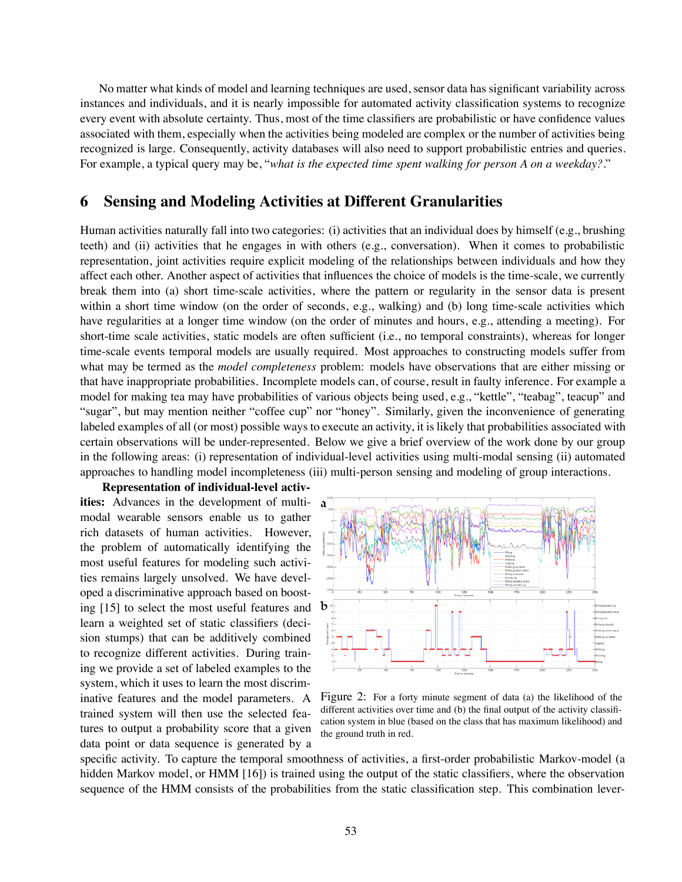No matter what kinds of model and learning techniques are used, sensor data has significant variability across instances and individuals, and it is nearly impossible for automated activity classification systems to recognize every event with absolute certainty. Thus, most of the time classifiers are probabilistic or have confidence values associated with them, especially when the activities being modeled are complex or the number of activities being recognized is large. Consequently, activity databases will also need to support probabilistic entries and queries. For example, a typical query may be, "*what is the expected time spent walking for person A on a weekday?*."

## 6 Sensing and Modeling Activities at Different Granularities

Human activities naturally fall into two categories: (i) activities that an individual does by himself (e.g., brushing teeth) and (ii) activities that he engages in with others (e.g., conversation). When it comes to probabilistic representation, joint activities require explicit modeling of the relationships between individuals and how they affect each other. Another aspect of activities that influences the choice of models is the time-scale, we currently break them into (a) short time-scale activities, where the pattern or regularity in the sensor data is present within a short time window (on the order of seconds, e.g., walking) and (b) long time-scale activities which have regularities at a longer time window (on the order of minutes and hours, e.g., attending a meeting). For short-time scale activities, static models are often sufficient (i.e., no temporal constraints), whereas for longer time-scale events temporal models are usually required. Most approaches to constructing models suffer from what may be termed as the *model completeness* problem: models have observations that are either missing or that have inappropriate probabilities. Incomplete models can, of course, result in faulty inference. For example a model for making tea may have probabilities of various objects being used, e.g., "kettle", "teabag", teacup" and "sugar", but may mention neither "coffee cup" nor "honey". Similarly, given the inconvenience of generating labeled examples of all (or most) possible ways to execute an activity, it is likely that probabilities associated with certain observations will be under-represented. Below we give a brief overview of the work done by our group in the following areas: (i) representation of individual-level activities using multi-modal sensing (ii) automated approaches to handling model incompleteness (iii) multi-person sensing and modeling of group interactions.

**Representation of individual-level activities:** Advances in the development of multi-modal wearable sensors enable us to gather rich datasets of human activities. However, the problem of automatically identifying the most useful features for modeling such activities remains largely unsolved. We have developed a discriminative approach based on boosting [15] to select the most useful features and learn a weighted set of static classifiers (decision stumps) that can be additively combined to recognize different activities. During training we provide a set of labeled examples to the system, which it uses to learn the most discriminative features and the model parameters. A trained system will then use the selected features to output a probability score that a given data point or data sequence is generated by a specific activity. To capture the temporal smoothness of activities, a first-order probabilistic Markov-model (a hidden Markov model, or HMM [16]) is trained using the output of the static classifiers, where the observation sequence of the HMM consists of the probabilities from the static classification step. This combination lever-

Figure 2: For a forty minute segment of data (a) the likelihood of the different activities over time and (b) the final output of the activity classification system in blue (based on the class that has maximum likelihood) and the ground truth in red.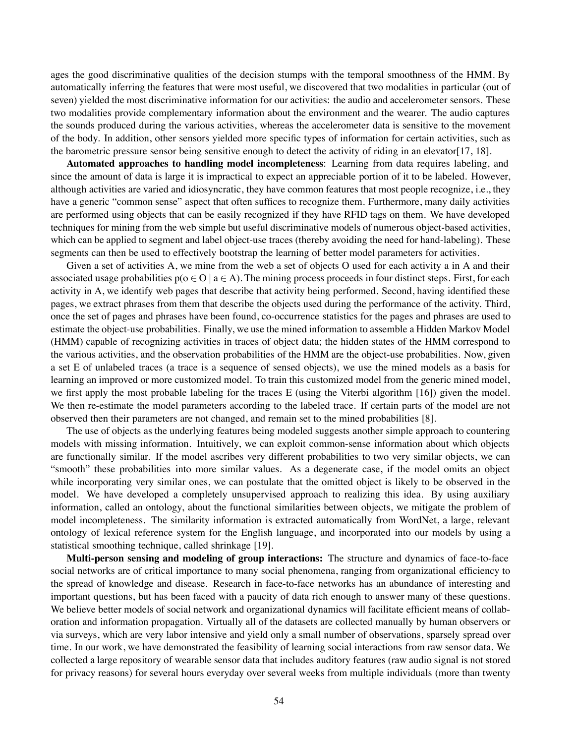ages the good discriminative qualities of the decision stumps with the temporal smoothness of the HMM. By automatically inferring the features that were most useful, we discovered that two modalities in particular (out of seven) yielded the most discriminative information for our activities: the audio and accelerometer sensors. These two modalities provide complementary information about the environment and the wearer. The audio captures the sounds produced during the various activities, whereas the accelerometer data is sensitive to the movement of the body. In addition, other sensors yielded more specific types of information for certain activities, such as the barometric pressure sensor being sensitive enough to detect the activity of riding in an elevator[17, 18].

**Automated approaches to handling model incompleteness**: Learning from data requires labeling, and since the amount of data is large it is impractical to expect an appreciable portion of it to be labeled. However, although activities are varied and idiosyncratic, they have common features that most people recognize, i.e., they have a generic "common sense" aspect that often suffices to recognize them. Furthermore, many daily activities are performed using objects that can be easily recognized if they have RFID tags on them. We have developed techniques for mining from the web simple but useful discriminative models of numerous object-based activities, which can be applied to segment and label object-use traces (thereby avoiding the need for hand-labeling). These segments can then be used to effectively bootstrap the learning of better model parameters for activities.

Given a set of activities A, we mine from the web a set of objects O used for each activity a in A and their associated usage probabilities $p(o \in O \mid a \in A)$. The mining process proceeds in four distinct steps. First, for each activity in A, we identify web pages that describe that activity being performed. Second, having identified these pages, we extract phrases from them that describe the objects used during the performance of the activity. Third, once the set of pages and phrases have been found, co-occurrence statistics for the pages and phrases are used to estimate the object-use probabilities. Finally, we use the mined information to assemble a Hidden Markov Model (HMM) capable of recognizing activities in traces of object data; the hidden states of the HMM correspond to the various activities, and the observation probabilities of the HMM are the object-use probabilities. Now, given a set E of unlabeled traces (a trace is a sequence of sensed objects), we use the mined models as a basis for learning an improved or more customized model. To train this customized model from the generic mined model, we first apply the most probable labeling for the traces E (using the Viterbi algorithm [16]) given the model. We then re-estimate the model parameters according to the labeled trace. If certain parts of the model are not observed then their parameters are not changed, and remain set to the mined probabilities [8].

The use of objects as the underlying features being modeled suggests another simple approach to countering models with missing information. Intuitively, we can exploit common-sense information about which objects are functionally similar. If the model ascribes very different probabilities to two very similar objects, we can "smooth" these probabilities into more similar values. As a degenerate case, if the model omits an object while incorporating very similar ones, we can postulate that the omitted object is likely to be observed in the model. We have developed a completely unsupervised approach to realizing this idea. By using auxiliary information, called an ontology, about the functional similarities between objects, we mitigate the problem of model incompleteness. The similarity information is extracted automatically from WordNet, a large, relevant ontology of lexical reference system for the English language, and incorporated into our models by using a statistical smoothing technique, called shrinkage [19].

**Multi-person sensing and modeling of group interactions:** The structure and dynamics of face-to-face social networks are of critical importance to many social phenomena, ranging from organizational efficiency to the spread of knowledge and disease. Research in face-to-face networks has an abundance of interesting and important questions, but has been faced with a paucity of data rich enough to answer many of these questions. We believe better models of social network and organizational dynamics will facilitate efficient means of collaboration and information propagation. Virtually all of the datasets are collected manually by human observers or via surveys, which are very labor intensive and yield only a small number of observations, sparsely spread over time. In our work, we have demonstrated the feasibility of learning social interactions from raw sensor data. We collected a large repository of wearable sensor data that includes auditory features (raw audio signal is not stored for privacy reasons) for several hours everyday over several weeks from multiple individuals (more than twenty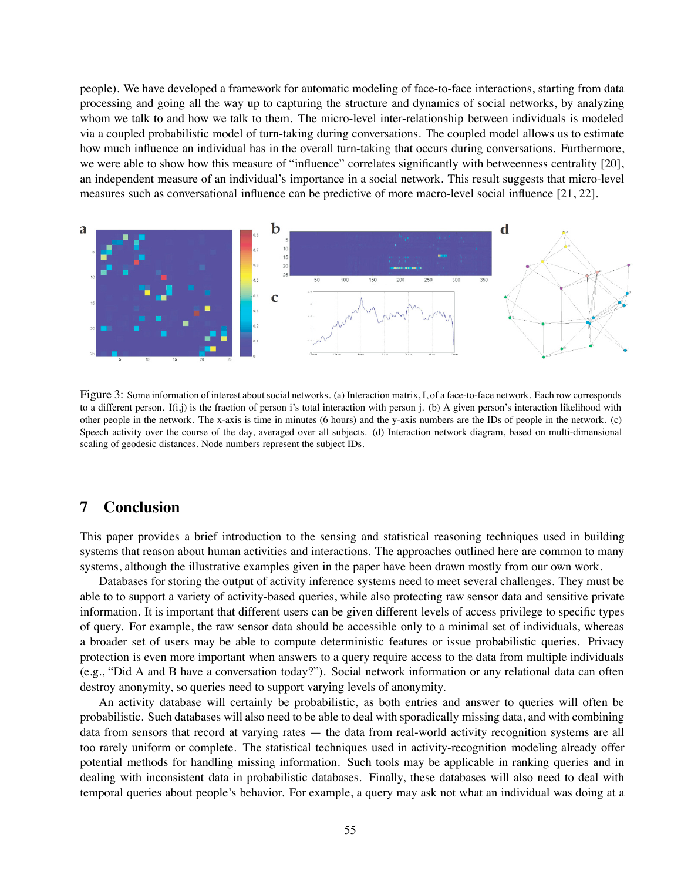people). We have developed a framework for automatic modeling of face-to-face interactions, starting from data processing and going all the way up to capturing the structure and dynamics of social networks, by analyzing whom we talk to and how we talk to them. The micro-level inter-relationship between individuals is modeled via a coupled probabilistic model of turn-taking during conversations. The coupled model allows us to estimate how much influence an individual has in the overall turn-taking that occurs during conversations. Furthermore, we were able to show how this measure of "influence" correlates significantly with betweenness centrality [20], an independent measure of an individual's importance in a social network. This result suggests that micro-level measures such as conversational influence can be predictive of more macro-level social influence [21, 22].

Figure 3: Some information of interest about social networks. (a) Interaction matrix, I, of a face-to-face network. Each row corresponds to a different person. I(i,j) is the fraction of person i's total interaction with person j. (b) A given person's interaction likelihood with other people in the network. The x-axis is time in minutes (6 hours) and the y-axis numbers are the IDs of people in the network. (c) Speech activity over the course of the day, averaged over all subjects. (d) Interaction network diagram, based on multi-dimensional scaling of geodesic distances. Node numbers represent the subject IDs.

## 7 Conclusion

This paper provides a brief introduction to the sensing and statistical reasoning techniques used in building systems that reason about human activities and interactions. The approaches outlined here are common to many systems, although the illustrative examples given in the paper have been drawn mostly from our own work.

Databases for storing the output of activity inference systems need to meet several challenges. They must be able to to support a variety of activity-based queries, while also protecting raw sensor data and sensitive private information. It is important that different users can be given different levels of access privilege to specific types of query. For example, the raw sensor data should be accessible only to a minimal set of individuals, whereas a broader set of users may be able to compute deterministic features or issue probabilistic queries. Privacy protection is even more important when answers to a query require access to the data from multiple individuals (e.g., "Did A and B have a conversation today?"). Social network information or any relational data can often destroy anonymity, so queries need to support varying levels of anonymity.

An activity database will certainly be probabilistic, as both entries and answer to queries will often be probabilistic. Such databases will also need to be able to deal with sporadically missing data, and with combining data from sensors that record at varying rates — the data from real-world activity recognition systems are all too rarely uniform or complete. The statistical techniques used in activity-recognition modeling already offer potential methods for handling missing information. Such tools may be applicable in ranking queries and in dealing with inconsistent data in probabilistic databases. Finally, these databases will also need to deal with temporal queries about people's behavior. For example, a query may ask not what an individual was doing at a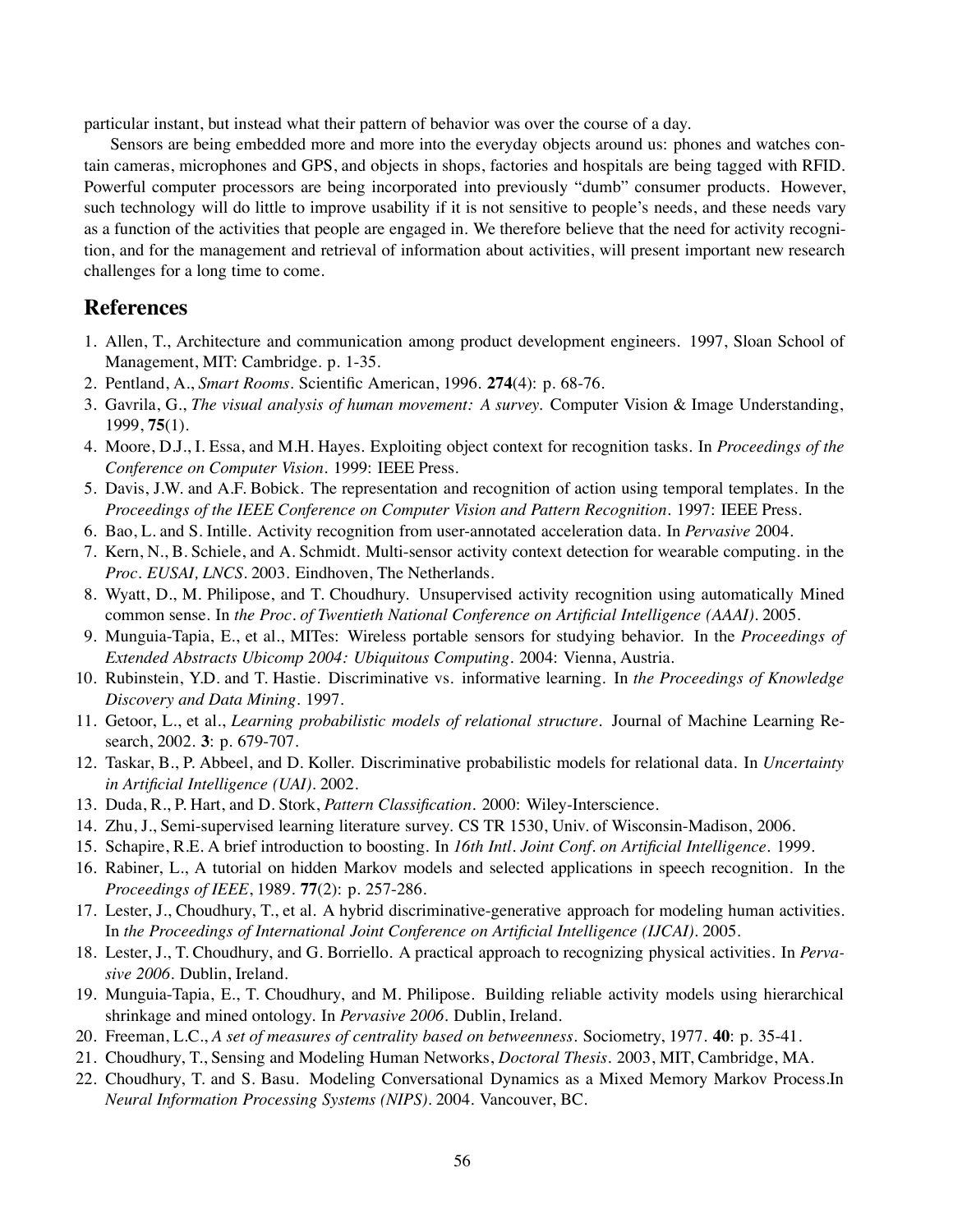particular instant, but instead what their pattern of behavior was over the course of a day.

Sensors are being embedded more and more into the everyday objects around us: phones and watches contain cameras, microphones and GPS, and objects in shops, factories and hospitals are being tagged with RFID. Powerful computer processors are being incorporated into previously "dumb" consumer products. However, such technology will do little to improve usability if it is not sensitive to people's needs, and these needs vary as a function of the activities that people are engaged in. We therefore believe that the need for activity recognition, and for the management and retrieval of information about activities, will present important new research challenges for a long time to come.

## References

1. Allen, T., Architecture and communication among product development engineers. 1997, Sloan School of Management, MIT: Cambridge. p. 1-35.
2. Pentland, A., *Smart Rooms*. Scientific American, 1996. **274**(4): p. 68-76.
3. Gavrila, G., *The visual analysis of human movement: A survey.* Computer Vision & Image Understanding, 1999, **75**(1).
4. Moore, D.J., I. Essa, and M.H. Hayes. Exploiting object context for recognition tasks. In *Proceedings of the Conference on Computer Vision*. 1999: IEEE Press.
5. Davis, J.W. and A.F. Bobick. The representation and recognition of action using temporal templates. In the *Proceedings of the IEEE Conference on Computer Vision and Pattern Recognition*. 1997: IEEE Press.
6. Bao, L. and S. Intille. Activity recognition from user-annotated acceleration data. In *Pervasive* 2004.
7. Kern, N., B. Schiele, and A. Schmidt. Multi-sensor activity context detection for wearable computing. in the *Proc. EUSAI, LNCS*. 2003. Eindhoven, The Netherlands.
8. Wyatt, D., M. Philipose, and T. Choudhury. Unsupervised activity recognition using automatically Mined common sense. In *the Proc. of Twentieth National Conference on Artificial Intelligence (AAAI)*. 2005.
9. Munguia-Tapia, E., et al., MITes: Wireless portable sensors for studying behavior. In the *Proceedings of Extended Abstracts Ubicomp 2004: Ubiquitous Computing*. 2004: Vienna, Austria.
10. Rubinstein, Y.D. and T. Hastie. Discriminative vs. informative learning. In *the Proceedings of Knowledge Discovery and Data Mining*. 1997.
11. Getoor, L., et al., *Learning probabilistic models of relational structure*. Journal of Machine Learning Research, 2002. **3**: p. 679-707.
12. Taskar, B., P. Abbeel, and D. Koller. Discriminative probabilistic models for relational data. In *Uncertainty in Artificial Intelligence (UAI)*. 2002.
13. Duda, R., P. Hart, and D. Stork, *Pattern Classification*. 2000: Wiley-Interscience.
14. Zhu, J., Semi-supervised learning literature survey. CS TR 1530, Univ. of Wisconsin-Madison, 2006.
15. Schapire, R.E. A brief introduction to boosting. In *16th Intl. Joint Conf. on Artificial Intelligence*. 1999.
16. Rabiner, L., A tutorial on hidden Markov models and selected applications in speech recognition. In the *Proceedings of IEEE*, 1989. **77**(2): p. 257-286.
17. Lester, J., Choudhury, T., et al. A hybrid discriminative-generative approach for modeling human activities. In *the Proceedings of International Joint Conference on Artificial Intelligence (IJCAI)*. 2005.
18. Lester, J., T. Choudhury, and G. Borriello. A practical approach to recognizing physical activities. In *Pervasive 2006*. Dublin, Ireland.
19. Munguia-Tapia, E., T. Choudhury, and M. Philipose. Building reliable activity models using hierarchical shrinkage and mined ontology. In *Pervasive 2006*. Dublin, Ireland.
20. Freeman, L.C., *A set of measures of centrality based on betweenness*. Sociometry, 1977. **40**: p. 35-41.
21. Choudhury, T., Sensing and Modeling Human Networks, *Doctoral Thesis*. 2003, MIT, Cambridge, MA.
22. Choudhury, T. and S. Basu. Modeling Conversational Dynamics as a Mixed Memory Markov Process.In *Neural Information Processing Systems (NIPS)*. 2004. Vancouver, BC.